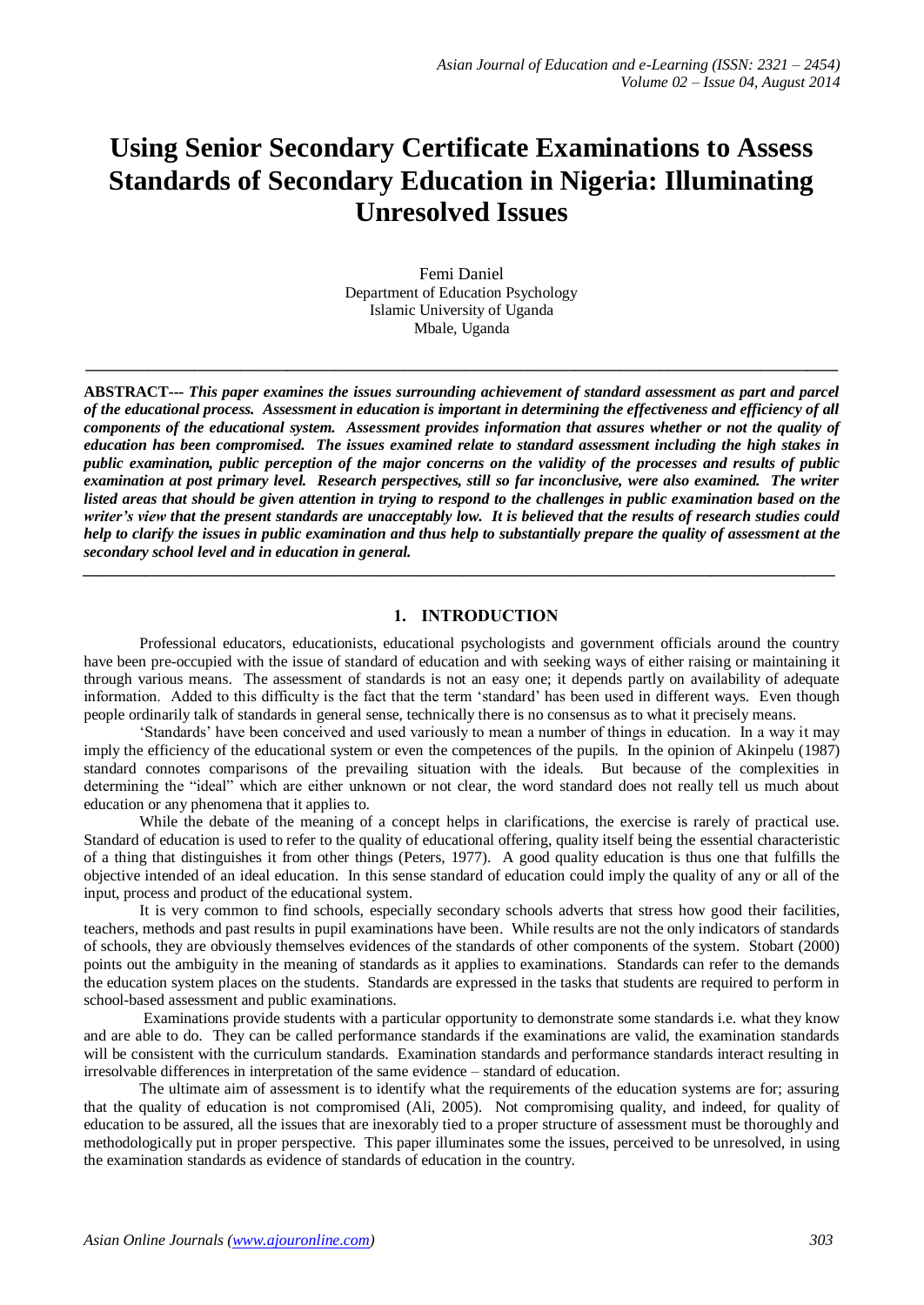# Using Senior Secondary Certificate Examinations to Assess Standards of Secondary Education in Nigeria: Illuminating Unresolved Issues

Femi Daniel
Department of Education Psychology
Islamic University of Uganda
Mbale, Uganda

---

**ABSTRACT---** ***This paper examines the issues surrounding achievement of standard assessment as part and parcel of the educational process. Assessment in education is important in determining the effectiveness and efficiency of all components of the educational system. Assessment provides information that assures whether or not the quality of education has been compromised. The issues examined relate to standard assessment including the high stakes in public examination, public perception of the major concerns on the validity of the processes and results of public examination at post primary level. Research perspectives, still so far inconclusive, were also examined. The writer listed areas that should be given attention in trying to respond to the challenges in public examination based on the writer's view that the present standards are unacceptably low. It is believed that the results of research studies could help to clarify the issues in public examination and thus help to substantially prepare the quality of assessment at the secondary school level and in education in general.***

---

## 1. INTRODUCTION

Professional educators, educationists, educational psychologists and government officials around the country have been pre-occupied with the issue of standard of education and with seeking ways of either raising or maintaining it through various means. The assessment of standards is not an easy one; it depends partly on availability of adequate information. Added to this difficulty is the fact that the term 'standard' has been used in different ways. Even though people ordinarily talk of standards in general sense, technically there is no consensus as to what it precisely means.

'Standards' have been conceived and used variously to mean a number of things in education. In a way it may imply the efficiency of the educational system or even the competences of the pupils. In the opinion of Akinpelu (1987) standard connotes comparisons of the prevailing situation with the ideals. But because of the complexities in determining the "ideal" which are either unknown or not clear, the word standard does not really tell us much about education or any phenomena that it applies to.

While the debate of the meaning of a concept helps in clarifications, the exercise is rarely of practical use. Standard of education is used to refer to the quality of educational offering, quality itself being the essential characteristic of a thing that distinguishes it from other things (Peters, 1977). A good quality education is thus one that fulfills the objective intended of an ideal education. In this sense standard of education could imply the quality of any or all of the input, process and product of the educational system.

It is very common to find schools, especially secondary schools adverts that stress how good their facilities, teachers, methods and past results in pupil examinations have been. While results are not the only indicators of standards of schools, they are obviously themselves evidences of the standards of other components of the system. Stobart (2000) points out the ambiguity in the meaning of standards as it applies to examinations. Standards can refer to the demands the education system places on the students. Standards are expressed in the tasks that students are required to perform in school-based assessment and public examinations.

Examinations provide students with a particular opportunity to demonstrate some standards i.e. what they know and are able to do. They can be called performance standards if the examinations are valid, the examination standards will be consistent with the curriculum standards. Examination standards and performance standards interact resulting in irresolvable differences in interpretation of the same evidence – standard of education.

The ultimate aim of assessment is to identify what the requirements of the education systems are for; assuring that the quality of education is not compromised (Ali, 2005). Not compromising quality, and indeed, for quality of education to be assured, all the issues that are inexorably tied to a proper structure of assessment must be thoroughly and methodologically put in proper perspective. This paper illuminates some the issues, perceived to be unresolved, in using the examination standards as evidence of standards of education in the country.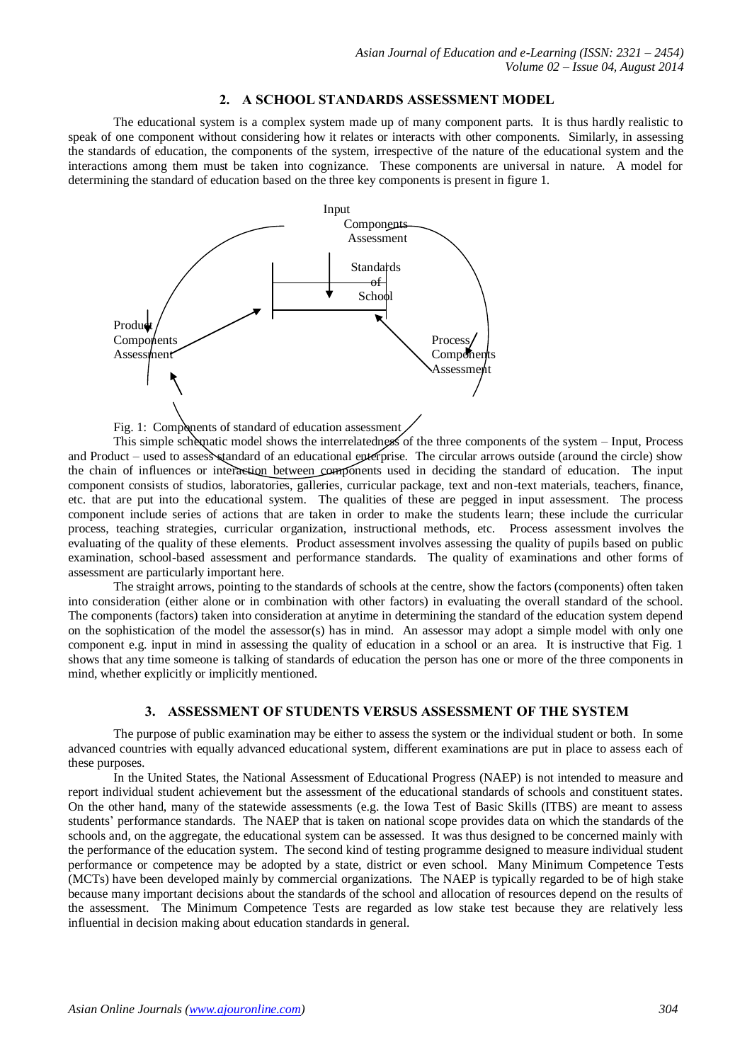## 2. A SCHOOL STANDARDS ASSESSMENT MODEL

The educational system is a complex system made up of many component parts. It is thus hardly realistic to speak of one component without considering how it relates or interacts with other components. Similarly, in assessing the standards of education, the components of the system, irrespective of the nature of the educational system and the interactions among them must be taken into cognizance. These components are universal in nature. A model for determining the standard of education based on the three key components is present in figure 1.

Input Components Assessment

Standards of School

Product Components Assessment

Process Components Assessment

Fig. 1: Components of standard of education assessment

This simple schematic model shows the interrelatedness of the three components of the system – Input, Process and Product – used to assess standard of an educational enterprise. The circular arrows outside (around the circle) show the chain of influences or interaction between components used in deciding the standard of education. The input component consists of studios, laboratories, galleries, curricular package, text and non-text materials, teachers, finance, etc. that are put into the educational system. The qualities of these are pegged in input assessment. The process component include series of actions that are taken in order to make the students learn; these include the curricular process, teaching strategies, curricular organization, instructional methods, etc. Process assessment involves the evaluating of the quality of these elements. Product assessment involves assessing the quality of pupils based on public examination, school-based assessment and performance standards. The quality of examinations and other forms of assessment are particularly important here.

The straight arrows, pointing to the standards of schools at the centre, show the factors (components) often taken into consideration (either alone or in combination with other factors) in evaluating the overall standard of the school. The components (factors) taken into consideration at anytime in determining the standard of the education system depend on the sophistication of the model the assessor(s) has in mind. An assessor may adopt a simple model with only one component e.g. input in mind in assessing the quality of education in a school or an area. It is instructive that Fig. 1 shows that any time someone is talking of standards of education the person has one or more of the three components in mind, whether explicitly or implicitly mentioned.

## 3. ASSESSMENT OF STUDENTS VERSUS ASSESSMENT OF THE SYSTEM

The purpose of public examination may be either to assess the system or the individual student or both. In some advanced countries with equally advanced educational system, different examinations are put in place to assess each of these purposes.

In the United States, the National Assessment of Educational Progress (NAEP) is not intended to measure and report individual student achievement but the assessment of the educational standards of schools and constituent states. On the other hand, many of the statewide assessments (e.g. the Iowa Test of Basic Skills (ITBS) are meant to assess students' performance standards. The NAEP that is taken on national scope provides data on which the standards of the schools and, on the aggregate, the educational system can be assessed. It was thus designed to be concerned mainly with the performance of the education system. The second kind of testing programme designed to measure individual student performance or competence may be adopted by a state, district or even school. Many Minimum Competence Tests (MCTs) have been developed mainly by commercial organizations. The NAEP is typically regarded to be of high stake because many important decisions about the standards of the school and allocation of resources depend on the results of the assessment. The Minimum Competence Tests are regarded as low stake test because they are relatively less influential in decision making about education standards in general.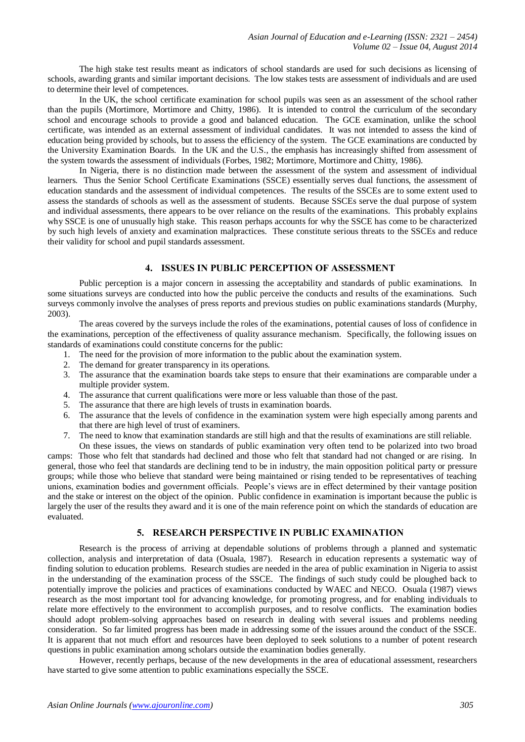The high stake test results meant as indicators of school standards are used for such decisions as licensing of schools, awarding grants and similar important decisions. The low stakes tests are assessment of individuals and are used to determine their level of competences.

In the UK, the school certificate examination for school pupils was seen as an assessment of the school rather than the pupils (Mortimore, Mortimore and Chitty, 1986). It is intended to control the curriculum of the secondary school and encourage schools to provide a good and balanced education. The GCE examination, unlike the school certificate, was intended as an external assessment of individual candidates. It was not intended to assess the kind of education being provided by schools, but to assess the efficiency of the system. The GCE examinations are conducted by the University Examination Boards. In the UK and the U.S., the emphasis has increasingly shifted from assessment of the system towards the assessment of individuals (Forbes, 1982; Mortimore, Mortimore and Chitty, 1986).

In Nigeria, there is no distinction made between the assessment of the system and assessment of individual learners. Thus the Senior School Certificate Examinations (SSCE) essentially serves dual functions, the assessment of education standards and the assessment of individual competences. The results of the SSCEs are to some extent used to assess the standards of schools as well as the assessment of students. Because SSCEs serve the dual purpose of system and individual assessments, there appears to be over reliance on the results of the examinations. This probably explains why SSCE is one of unusually high stake. This reason perhaps accounts for why the SSCE has come to be characterized by such high levels of anxiety and examination malpractices. These constitute serious threats to the SSCEs and reduce their validity for school and pupil standards assessment.

## 4. ISSUES IN PUBLIC PERCEPTION OF ASSESSMENT

Public perception is a major concern in assessing the acceptability and standards of public examinations. In some situations surveys are conducted into how the public perceive the conducts and results of the examinations. Such surveys commonly involve the analyses of press reports and previous studies on public examinations standards (Murphy, 2003).

The areas covered by the surveys include the roles of the examinations, potential causes of loss of confidence in the examinations, perception of the effectiveness of quality assurance mechanism. Specifically, the following issues on standards of examinations could constitute concerns for the public:

1. The need for the provision of more information to the public about the examination system.
2. The demand for greater transparency in its operations.
3. The assurance that the examination boards take steps to ensure that their examinations are comparable under a multiple provider system.
4. The assurance that current qualifications were more or less valuable than those of the past.
5. The assurance that there are high levels of trusts in examination boards.
6. The assurance that the levels of confidence in the examination system were high especially among parents and that there are high level of trust of examiners.
7. The need to know that examination standards are still high and that the results of examinations are still reliable.

On these issues, the views on standards of public examination very often tend to be polarized into two broad camps: Those who felt that standards had declined and those who felt that standard had not changed or are rising. In general, those who feel that standards are declining tend to be in industry, the main opposition political party or pressure groups; while those who believe that standard were being maintained or rising tended to be representatives of teaching unions, examination bodies and government officials. People's views are in effect determined by their vantage position and the stake or interest on the object of the opinion. Public confidence in examination is important because the public is largely the user of the results they award and it is one of the main reference point on which the standards of education are evaluated.

## 5. RESEARCH PERSPECTIVE IN PUBLIC EXAMINATION

Research is the process of arriving at dependable solutions of problems through a planned and systematic collection, analysis and interpretation of data (Osuala, 1987). Research in education represents a systematic way of finding solution to education problems. Research studies are needed in the area of public examination in Nigeria to assist in the understanding of the examination process of the SSCE. The findings of such study could be ploughed back to potentially improve the policies and practices of examinations conducted by WAEC and NECO. Osuala (1987) views research as the most important tool for advancing knowledge, for promoting progress, and for enabling individuals to relate more effectively to the environment to accomplish purposes, and to resolve conflicts. The examination bodies should adopt problem-solving approaches based on research in dealing with several issues and problems needing consideration. So far limited progress has been made in addressing some of the issues around the conduct of the SSCE. It is apparent that not much effort and resources have been deployed to seek solutions to a number of potent research questions in public examination among scholars outside the examination bodies generally.

However, recently perhaps, because of the new developments in the area of educational assessment, researchers have started to give some attention to public examinations especially the SSCE.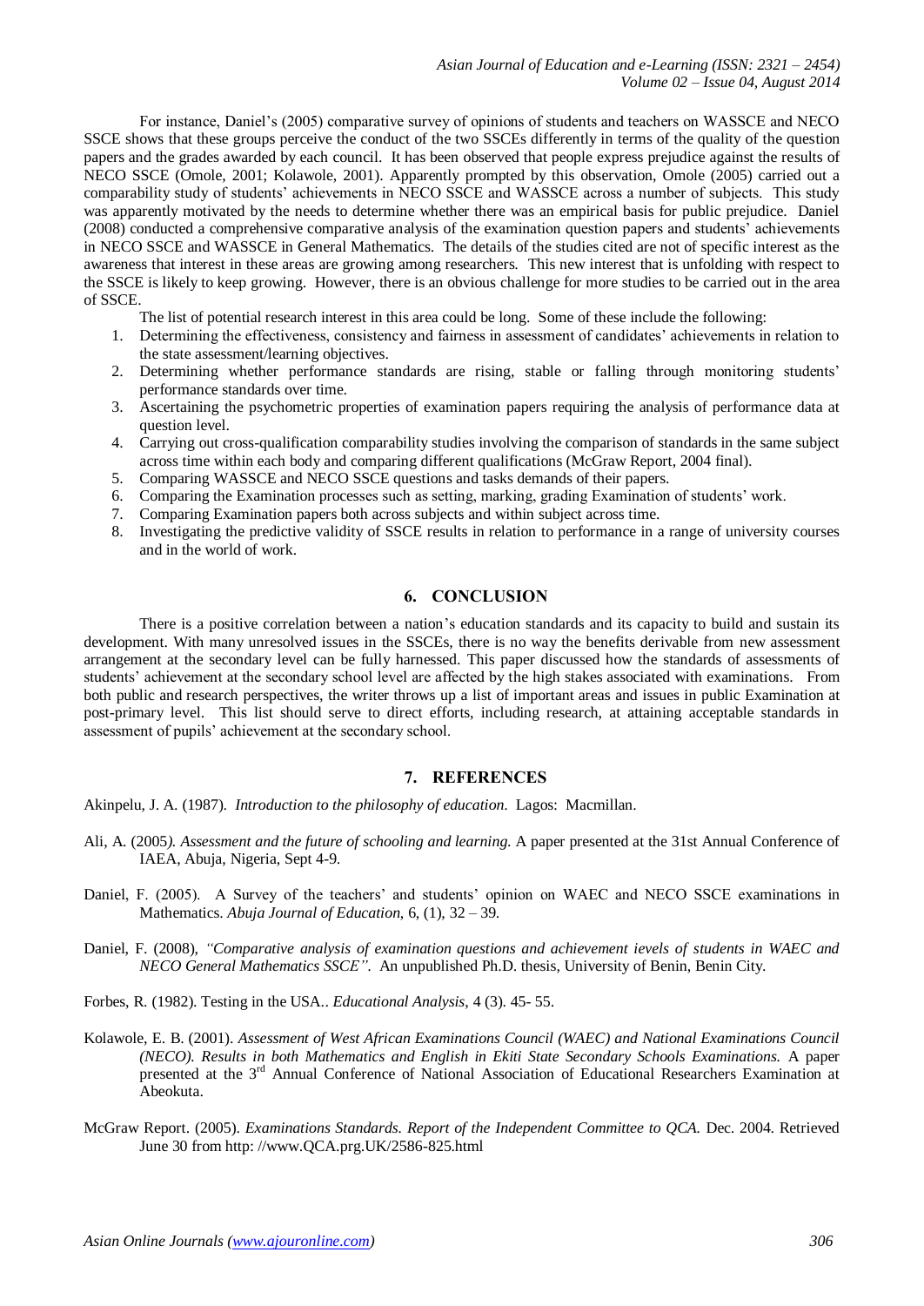For instance, Daniel's (2005) comparative survey of opinions of students and teachers on WASSCE and NECO SSCE shows that these groups perceive the conduct of the two SSCEs differently in terms of the quality of the question papers and the grades awarded by each council. It has been observed that people express prejudice against the results of NECO SSCE (Omole, 2001; Kolawole, 2001). Apparently prompted by this observation, Omole (2005) carried out a comparability study of students' achievements in NECO SSCE and WASSCE across a number of subjects. This study was apparently motivated by the needs to determine whether there was an empirical basis for public prejudice. Daniel (2008) conducted a comprehensive comparative analysis of the examination question papers and students' achievements in NECO SSCE and WASSCE in General Mathematics. The details of the studies cited are not of specific interest as the awareness that interest in these areas are growing among researchers. This new interest that is unfolding with respect to the SSCE is likely to keep growing. However, there is an obvious challenge for more studies to be carried out in the area of SSCE.

The list of potential research interest in this area could be long. Some of these include the following:

1. Determining the effectiveness, consistency and fairness in assessment of candidates' achievements in relation to the state assessment/learning objectives.
2. Determining whether performance standards are rising, stable or falling through monitoring students' performance standards over time.
3. Ascertaining the psychometric properties of examination papers requiring the analysis of performance data at question level.
4. Carrying out cross-qualification comparability studies involving the comparison of standards in the same subject across time within each body and comparing different qualifications (McGraw Report, 2004 final).
5. Comparing WASSCE and NECO SSCE questions and tasks demands of their papers.
6. Comparing the Examination processes such as setting, marking, grading Examination of students' work.
7. Comparing Examination papers both across subjects and within subject across time.
8. Investigating the predictive validity of SSCE results in relation to performance in a range of university courses and in the world of work.

## 6. CONCLUSION

There is a positive correlation between a nation's education standards and its capacity to build and sustain its development. With many unresolved issues in the SSCEs, there is no way the benefits derivable from new assessment arrangement at the secondary level can be fully harnessed. This paper discussed how the standards of assessments of students' achievement at the secondary school level are affected by the high stakes associated with examinations. From both public and research perspectives, the writer throws up a list of important areas and issues in public Examination at post-primary level. This list should serve to direct efforts, including research, at attaining acceptable standards in assessment of pupils' achievement at the secondary school.

## 7. REFERENCES

Akinpelu, J. A. (1987). *Introduction to the philosophy of education.* Lagos: Macmillan.

Ali, A. (2005*). Assessment and the future of schooling and learning.* A paper presented at the 31st Annual Conference of IAEA, Abuja, Nigeria, Sept 4-9.

Daniel, F. (2005). A Survey of the teachers' and students' opinion on WAEC and NECO SSCE examinations in Mathematics. *Abuja Journal of Education*, 6, (1), 32 – 39.

Daniel, F. (2008), *"Comparative analysis of examination questions and achievement ievels of students in WAEC and NECO General Mathematics SSCE".* An unpublished Ph.D. thesis, University of Benin, Benin City.

Forbes, R. (1982). Testing in the USA.. *Educational Analysis*, 4 (3). 45- 55.

Kolawole, E. B. (2001). *Assessment of West African Examinations Council (WAEC) and National Examinations Council (NECO). Results in both Mathematics and English in Ekiti State Secondary Schools Examinations.* A paper presented at the 3rd Annual Conference of National Association of Educational Researchers Examination at Abeokuta.

McGraw Report. (2005). *Examinations Standards. Report of the Independent Committee to QCA.* Dec. 2004. Retrieved June 30 from http: //www.QCA.prg.UK/2586-825.html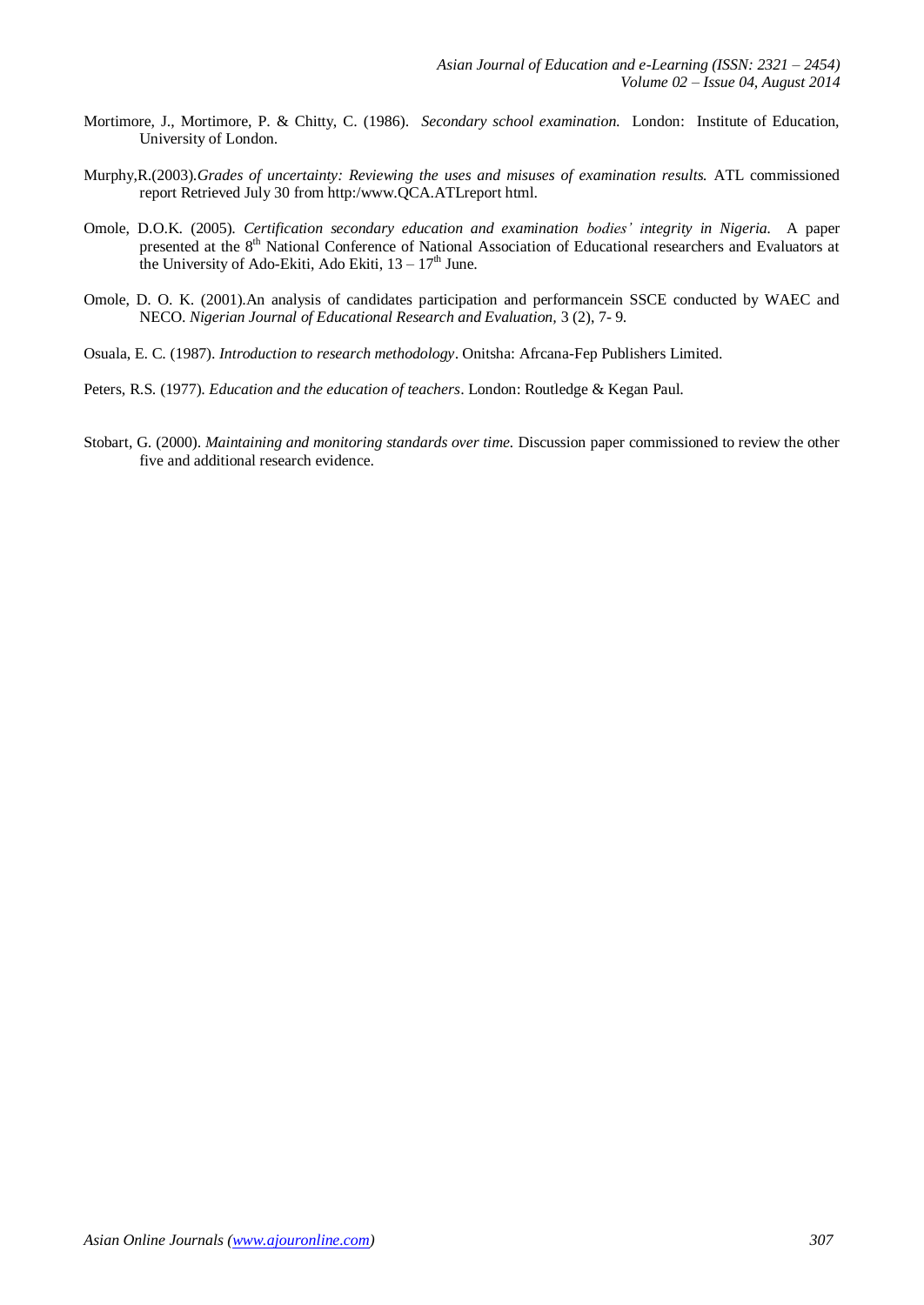Mortimore, J., Mortimore, P. & Chitty, C. (1986). *Secondary school examination.* London: Institute of Education, University of London.

Murphy,R.(2003).*Grades of uncertainty: Reviewing the uses and misuses of examination results.* ATL commissioned report Retrieved July 30 from http:/www.QCA.ATLreport html.

Omole, D.O.K. (2005). *Certification secondary education and examination bodies' integrity in Nigeria.* A paper presented at the 8th National Conference of National Association of Educational researchers and Evaluators at the University of Ado-Ekiti, Ado Ekiti, 13 – 17th June.

Omole, D. O. K. (2001).An analysis of candidates participation and performancein SSCE conducted by WAEC and NECO. *Nigerian Journal of Educational Research and Evaluation,* 3 (2), 7- 9.

Osuala, E. C. (1987). *Introduction to research methodology*. Onitsha: Afrcana-Fep Publishers Limited.

Peters, R.S. (1977). *Education and the education of teachers*. London: Routledge & Kegan Paul.

Stobart, G. (2000). *Maintaining and monitoring standards over time.* Discussion paper commissioned to review the other five and additional research evidence.